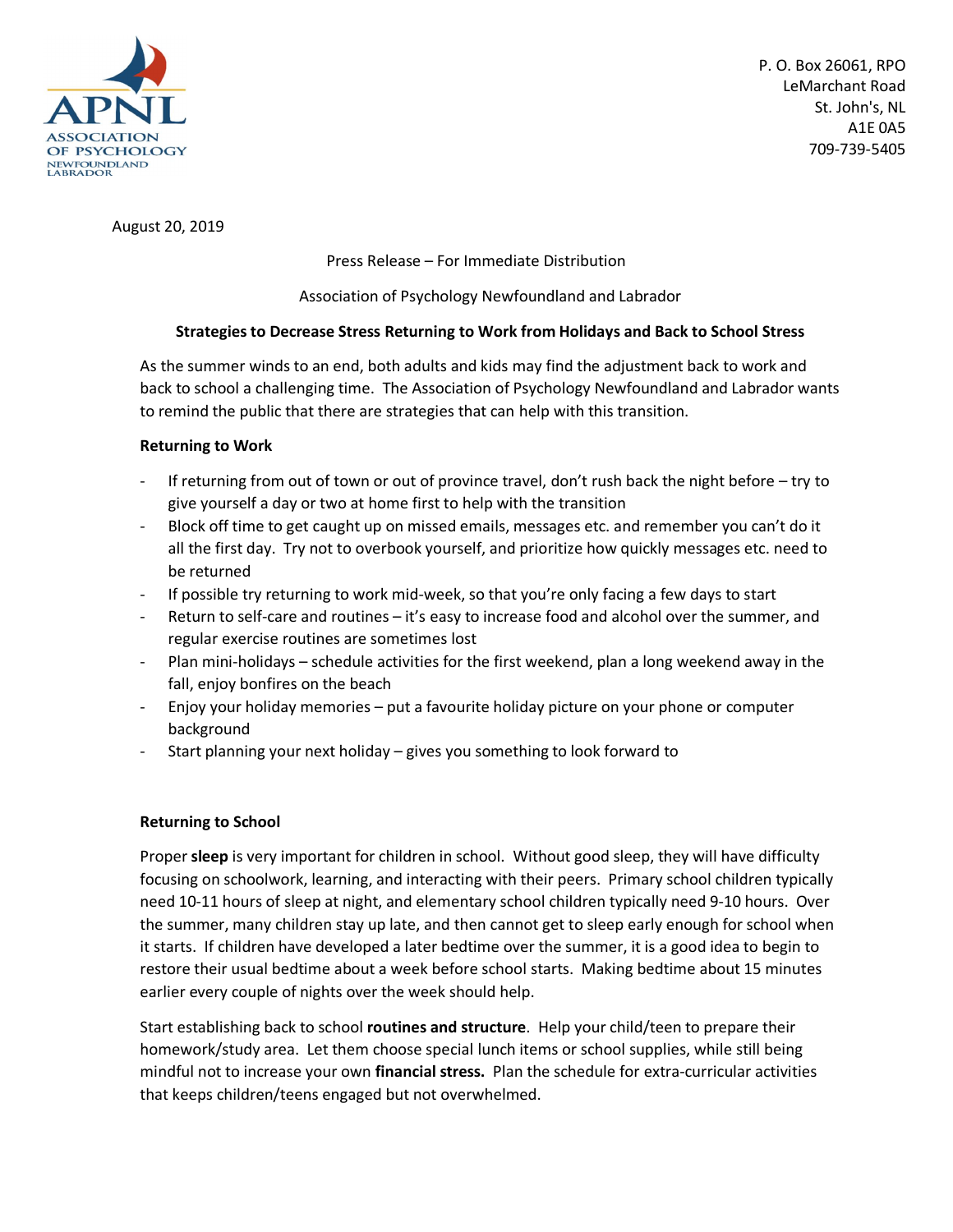APNL
ASSOCIATION OF PSYCHOLOGY NEWFOUNDLAND LABRADOR

P. O. Box 26061, RPO
LeMarchant Road
St. John's, NL
A1E 0A5
709-739-5405

August 20, 2019

Press Release – For Immediate Distribution

Association of Psychology Newfoundland and Labrador

**Strategies to Decrease Stress Returning to Work from Holidays and Back to School Stress**

As the summer winds to an end, both adults and kids may find the adjustment back to work and back to school a challenging time. The Association of Psychology Newfoundland and Labrador wants to remind the public that there are strategies that can help with this transition.

**Returning to Work**

- If returning from out of town or out of province travel, don't rush back the night before – try to give yourself a day or two at home first to help with the transition
- Block off time to get caught up on missed emails, messages etc. and remember you can't do it all the first day. Try not to overbook yourself, and prioritize how quickly messages etc. need to be returned
- If possible try returning to work mid-week, so that you're only facing a few days to start
- Return to self-care and routines – it's easy to increase food and alcohol over the summer, and regular exercise routines are sometimes lost
- Plan mini-holidays – schedule activities for the first weekend, plan a long weekend away in the fall, enjoy bonfires on the beach
- Enjoy your holiday memories – put a favourite holiday picture on your phone or computer background
- Start planning your next holiday – gives you something to look forward to

**Returning to School**

Proper **sleep** is very important for children in school. Without good sleep, they will have difficulty focusing on schoolwork, learning, and interacting with their peers. Primary school children typically need 10-11 hours of sleep at night, and elementary school children typically need 9-10 hours. Over the summer, many children stay up late, and then cannot get to sleep early enough for school when it starts. If children have developed a later bedtime over the summer, it is a good idea to begin to restore their usual bedtime about a week before school starts. Making bedtime about 15 minutes earlier every couple of nights over the week should help.

Start establishing back to school **routines and structure**. Help your child/teen to prepare their homework/study area. Let them choose special lunch items or school supplies, while still being mindful not to increase your own **financial stress.** Plan the schedule for extra-curricular activities that keeps children/teens engaged but not overwhelmed.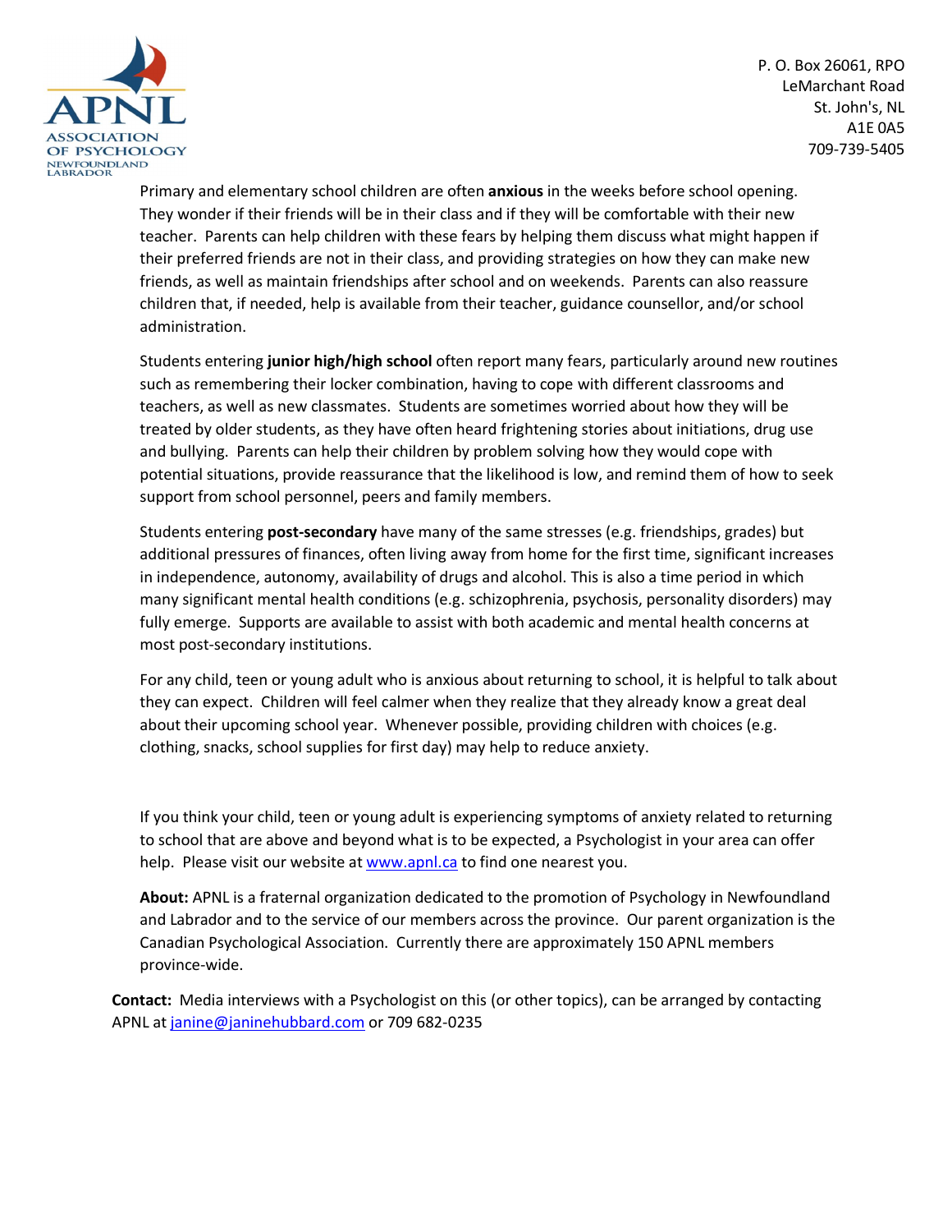P. O. Box 26061, RPO
LeMarchant Road
St. John's, NL
A1E 0A5
709-739-5405

Primary and elementary school children are often **anxious** in the weeks before school opening. They wonder if their friends will be in their class and if they will be comfortable with their new teacher. Parents can help children with these fears by helping them discuss what might happen if their preferred friends are not in their class, and providing strategies on how they can make new friends, as well as maintain friendships after school and on weekends. Parents can also reassure children that, if needed, help is available from their teacher, guidance counsellor, and/or school administration.

Students entering **junior high/high school** often report many fears, particularly around new routines such as remembering their locker combination, having to cope with different classrooms and teachers, as well as new classmates. Students are sometimes worried about how they will be treated by older students, as they have often heard frightening stories about initiations, drug use and bullying. Parents can help their children by problem solving how they would cope with potential situations, provide reassurance that the likelihood is low, and remind them of how to seek support from school personnel, peers and family members.

Students entering **post-secondary** have many of the same stresses (e.g. friendships, grades) but additional pressures of finances, often living away from home for the first time, significant increases in independence, autonomy, availability of drugs and alcohol. This is also a time period in which many significant mental health conditions (e.g. schizophrenia, psychosis, personality disorders) may fully emerge. Supports are available to assist with both academic and mental health concerns at most post-secondary institutions.

For any child, teen or young adult who is anxious about returning to school, it is helpful to talk about they can expect. Children will feel calmer when they realize that they already know a great deal about their upcoming school year. Whenever possible, providing children with choices (e.g. clothing, snacks, school supplies for first day) may help to reduce anxiety.

If you think your child, teen or young adult is experiencing symptoms of anxiety related to returning to school that are above and beyond what is to be expected, a Psychologist in your area can offer help. Please visit our website at [www.apnl.ca](http://www.apnl.ca) to find one nearest you.

**About:** APNL is a fraternal organization dedicated to the promotion of Psychology in Newfoundland and Labrador and to the service of our members across the province. Our parent organization is the Canadian Psychological Association. Currently there are approximately 150 APNL members province-wide.

**Contact:** Media interviews with a Psychologist on this (or other topics), can be arranged by contacting APNL at [janine@janinehubbard.com](mailto:janine@janinehubbard.com) or 709 682-0235